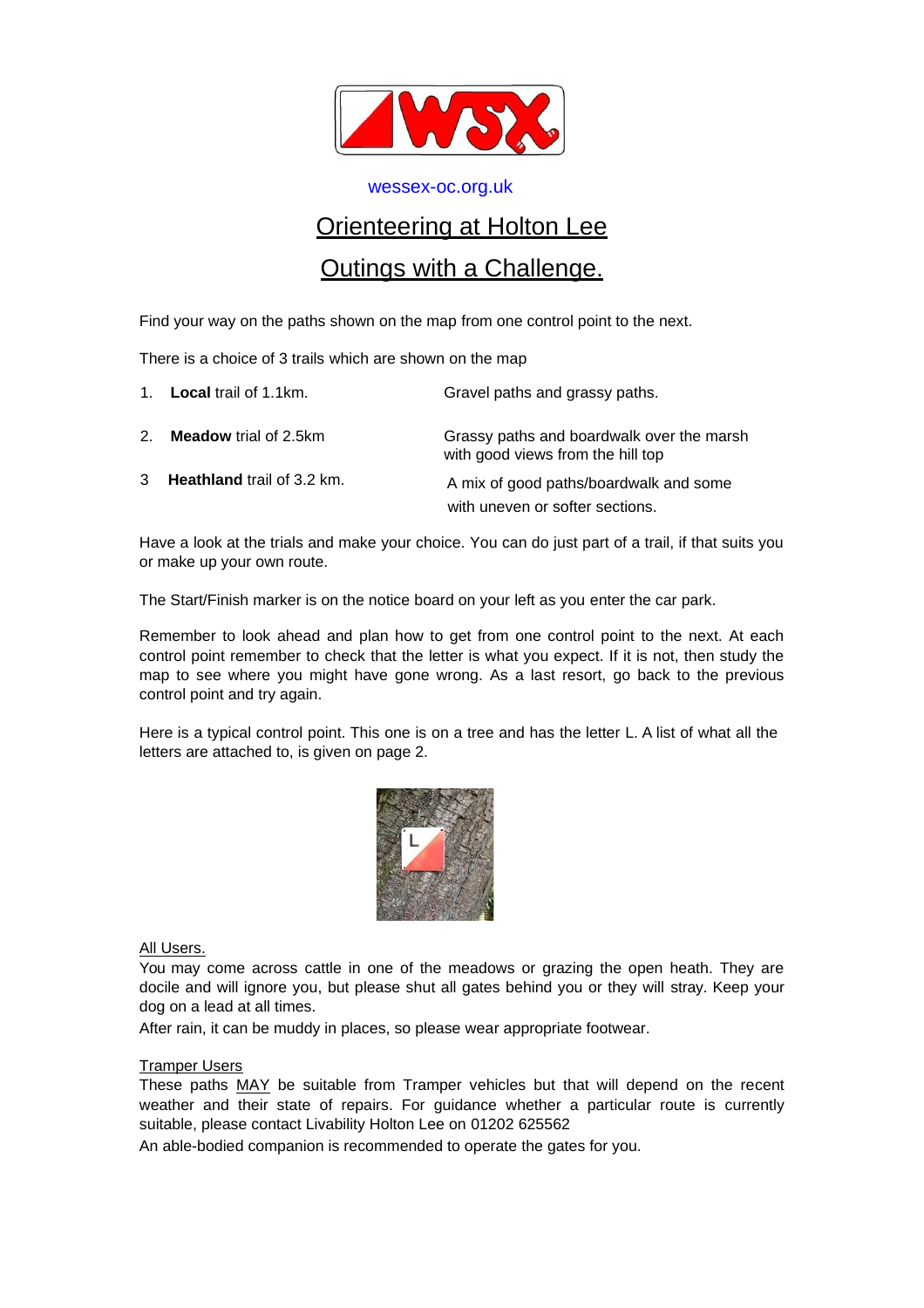wessex-oc.org.uk

# Orienteering at Holton Lee

## Outings with a Challenge.

Find your way on the paths shown on the map from one control point to the next.

There is a choice of 3 trails which are shown on the map

| | |
|---|---|
| 1. **Local** trail of 1.1km. | Gravel paths and grassy paths. |
| 2. **Meadow** trial of 2.5km | Grassy paths and boardwalk over the marsh with good views from the hill top |
| 3 **Heathland** trail of 3.2 km. | A mix of good paths/boardwalk and some with uneven or softer sections. |

Have a look at the trials and make your choice. You can do just part of a trail, if that suits you or make up your own route.

The Start/Finish marker is on the notice board on your left as you enter the car park.

Remember to look ahead and plan how to get from one control point to the next. At each control point remember to check that the letter is what you expect. If it is not, then study the map to see where you might have gone wrong. As a last resort, go back to the previous control point and try again.

Here is a typical control point. This one is on a tree and has the letter L. A list of what all the letters are attached to, is given on page 2.

All Users.

You may come across cattle in one of the meadows or grazing the open heath. They are docile and will ignore you, but please shut all gates behind you or they will stray. Keep your dog on a lead at all times.

After rain, it can be muddy in places, so please wear appropriate footwear.

Tramper Users

These paths MAY be suitable from Tramper vehicles but that will depend on the recent weather and their state of repairs. For guidance whether a particular route is currently suitable, please contact Livability Holton Lee on 01202 625562

An able-bodied companion is recommended to operate the gates for you.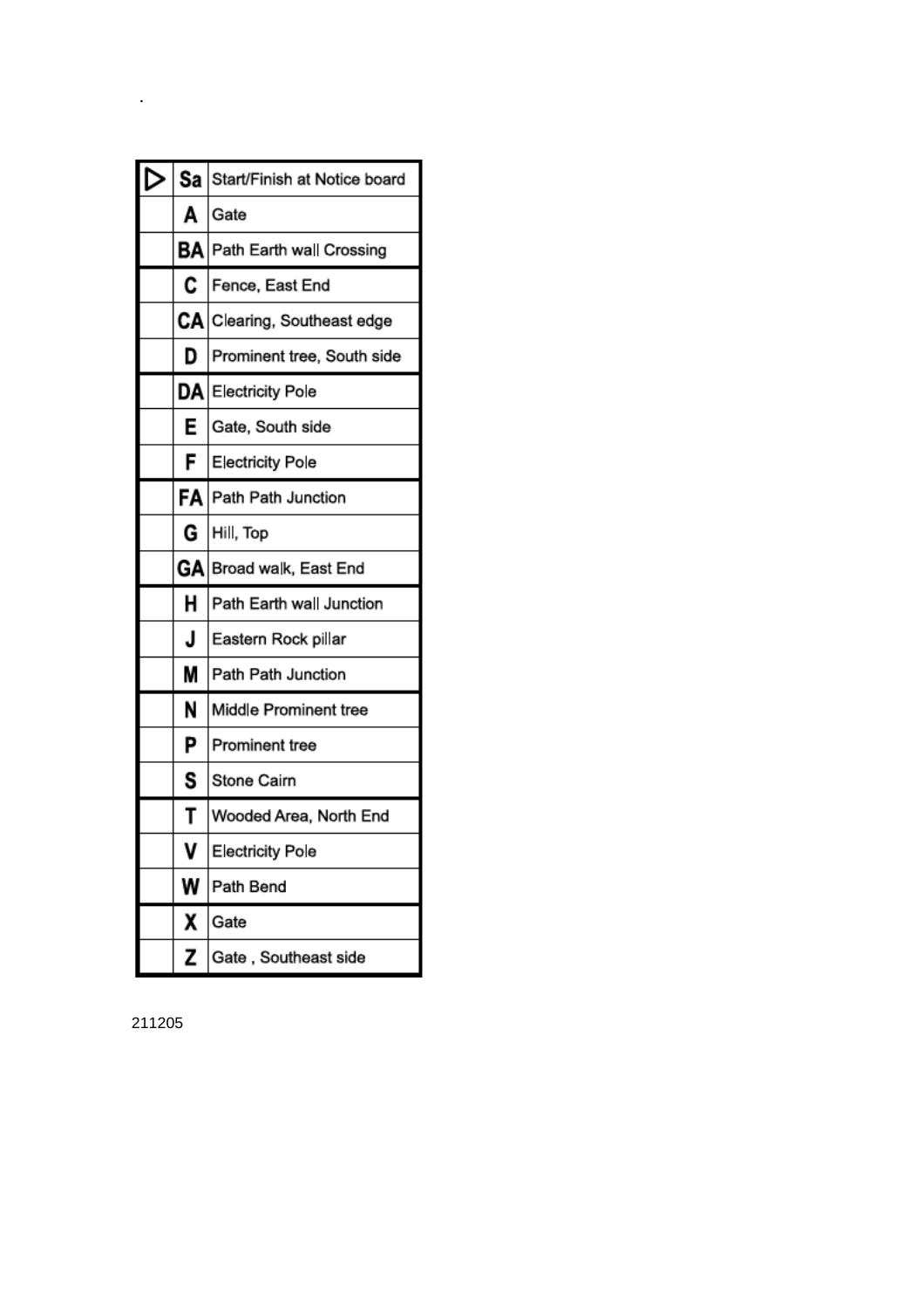.

| | | |
|---|---|---|
| ▷ | Sa | Start/Finish at Notice board |
| | A | Gate |
| | BA | Path Earth wall Crossing |
| | C | Fence, East End |
| | CA | Clearing, Southeast edge |
| | D | Prominent tree, South side |
| | DA | Electricity Pole |
| | E | Gate, South side |
| | F | Electricity Pole |
| | FA | Path Path Junction |
| | G | Hill, Top |
| | GA | Broad walk, East End |
| | H | Path Earth wall Junction |
| | J | Eastern Rock pillar |
| | M | Path Path Junction |
| | N | Middle Prominent tree |
| | P | Prominent tree |
| | S | Stone Cairn |
| | T | Wooded Area, North End |
| | V | Electricity Pole |
| | W | Path Bend |
| | X | Gate |
| | Z | Gate , Southeast side |

211205